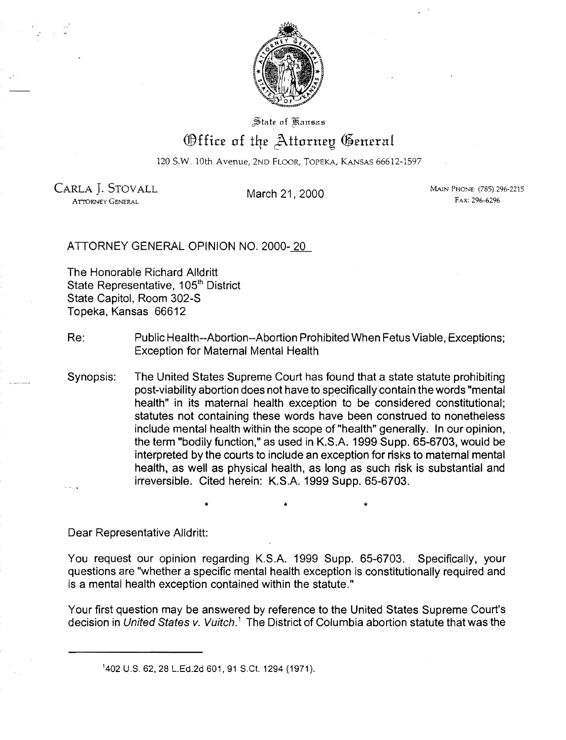State of Kansas

# Office of the Attorney General

120 S.W. 10th Avenue, 2ND FLOOR, TOPEKA, KANSAS 66612-1597

CARLA J. STOVALL
ATTORNEY GENERAL

March 21, 2000

MAIN PHONE: (785) 296-2215
FAX: 296-6296

ATTORNEY GENERAL OPINION NO. 2000-20

The Honorable Richard Alldritt
State Representative, 105th District
State Capitol, Room 302-S
Topeka, Kansas 66612

Re: Public Health--Abortion--Abortion Prohibited When Fetus Viable, Exceptions; Exception for Maternal Mental Health

Synopsis: The United States Supreme Court has found that a state statute prohibiting post-viability abortion does not have to specifically contain the words "mental health" in its maternal health exception to be considered constitutional; statutes not containing these words have been construed to nonetheless include mental health within the scope of "health" generally. In our opinion, the term "bodily function," as used in K.S.A. 1999 Supp. 65-6703, would be interpreted by the courts to include an exception for risks to maternal mental health, as well as physical health, as long as such risk is substantial and irreversible. Cited herein: K.S.A. 1999 Supp. 65-6703.

\* \* \*

Dear Representative Alldritt:

You request our opinion regarding K.S.A. 1999 Supp. 65-6703. Specifically, your questions are "whether a specific mental health exception is constitutionally required and is a mental health exception contained within the statute."

Your first question may be answered by reference to the United States Supreme Court's decision in *United States v. Vuitch*.[1] The District of Columbia abortion statute that was the

[1] 402 U.S. 62, 28 L.Ed.2d 601, 91 S.Ct. 1294 (1971).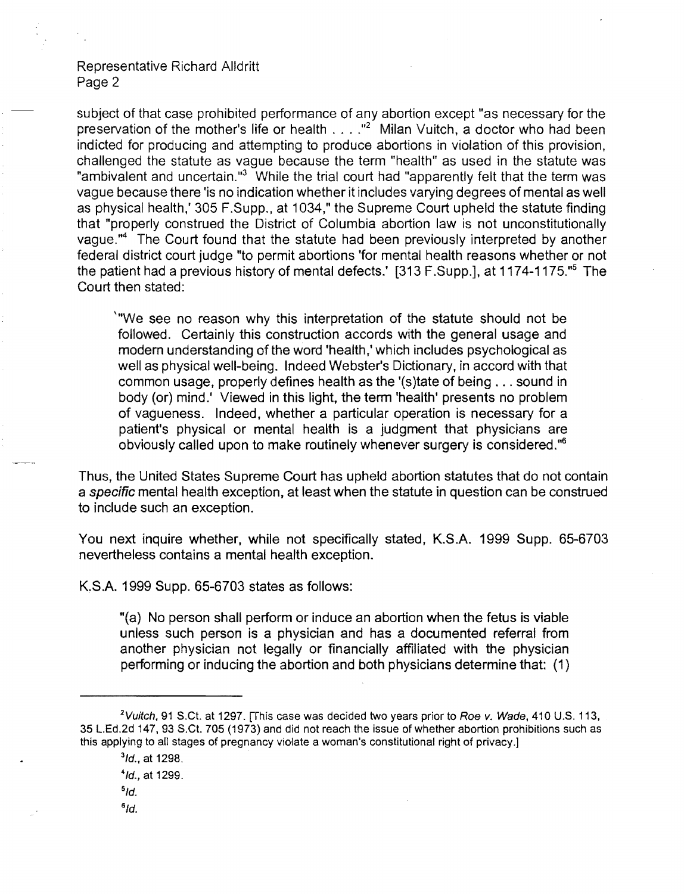subject of that case prohibited performance of any abortion except "as necessary for the preservation of the mother's life or health . . . ."[2] Milan Vuitch, a doctor who had been indicted for producing and attempting to produce abortions in violation of this provision, challenged the statute as vague because the term "health" as used in the statute was "ambivalent and uncertain."[3] While the trial court had "apparently felt that the term was vague because there 'is no indication whether it includes varying degrees of mental as well as physical health,' 305 F.Supp., at 1034," the Supreme Court upheld the statute finding that "properly construed the District of Columbia abortion law is not unconstitutionally vague."[4] The Court found that the statute had been previously interpreted by another federal district court judge "to permit abortions 'for mental health reasons whether or not the patient had a previous history of mental defects.' [313 F.Supp.], at 1174-1175."[5] The Court then stated:

> "We see no reason why this interpretation of the statute should not be followed. Certainly this construction accords with the general usage and modern understanding of the word 'health,' which includes psychological as well as physical well-being. Indeed Webster's Dictionary, in accord with that common usage, properly defines health as the '(s)tate of being . . . sound in body (or) mind.' Viewed in this light, the term 'health' presents no problem of vagueness. Indeed, whether a particular operation is necessary for a patient's physical or mental health is a judgment that physicians are obviously called upon to make routinely whenever surgery is considered."[6]

Thus, the United States Supreme Court has upheld abortion statutes that do not contain a *specific* mental health exception, at least when the statute in question can be construed to include such an exception.

You next inquire whether, while not specifically stated, K.S.A. 1999 Supp. 65-6703 nevertheless contains a mental health exception.

K.S.A. 1999 Supp. 65-6703 states as follows:

> "(a) No person shall perform or induce an abortion when the fetus is viable unless such person is a physician and has a documented referral from another physician not legally or financially affiliated with the physician performing or inducing the abortion and both physicians determine that: (1)

---

[2] *Vuitch*, 91 S.Ct. at 1297. [This case was decided two years prior to *Roe v. Wade*, 410 U.S. 113, 35 L.Ed.2d 147, 93 S.Ct. 705 (1973) and did not reach the issue of whether abortion prohibitions such as this applying to all stages of pregnancy violate a woman's constitutional right of privacy.]

[3] *Id.*, at 1298.

[4] *Id.*, at 1299.

[5] *Id.*

[6] *Id.*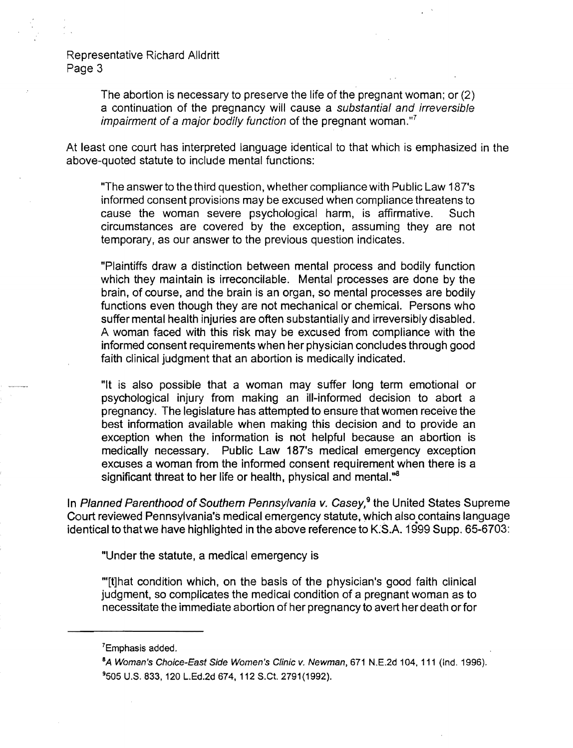The abortion is necessary to preserve the life of the pregnant woman; or (2) a continuation of the pregnancy will cause a *substantial and irreversible impairment of a major bodily function* of the pregnant woman."[7]

At least one court has interpreted language identical to that which is emphasized in the above-quoted statute to include mental functions:

> "The answer to the third question, whether compliance with Public Law 187's informed consent provisions may be excused when compliance threatens to cause the woman severe psychological harm, is affirmative. Such circumstances are covered by the exception, assuming they are not temporary, as our answer to the previous question indicates.
>
> "Plaintiffs draw a distinction between mental process and bodily function which they maintain is irreconcilable. Mental processes are done by the brain, of course, and the brain is an organ, so mental processes are bodily functions even though they are not mechanical or chemical. Persons who suffer mental health injuries are often substantially and irreversibly disabled. A woman faced with this risk may be excused from compliance with the informed consent requirements when her physician concludes through good faith clinical judgment that an abortion is medically indicated.
>
> "It is also possible that a woman may suffer long term emotional or psychological injury from making an ill-informed decision to abort a pregnancy. The legislature has attempted to ensure that women receive the best information available when making this decision and to provide an exception when the information is not helpful because an abortion is medically necessary. Public Law 187's medical emergency exception excuses a woman from the informed consent requirement when there is a significant threat to her life or health, physical and mental."[8]

In *Planned Parenthood of Southern Pennsylvania v. Casey*,[9] the United States Supreme Court reviewed Pennsylvania's medical emergency statute, which also contains language identical to that we have highlighted in the above reference to K.S.A. 1999 Supp. 65-6703:

> "Under the statute, a medical emergency is
>
> "'[t]hat condition which, on the basis of the physician's good faith clinical judgment, so complicates the medical condition of a pregnant woman as to necessitate the immediate abortion of her pregnancy to avert her death or for

---

[7] Emphasis added.

[8] *A Woman's Choice-East Side Women's Clinic v. Newman*, 671 N.E.2d 104, 111 (Ind. 1996).

[9] 505 U.S. 833, 120 L.Ed.2d 674, 112 S.Ct. 2791(1992).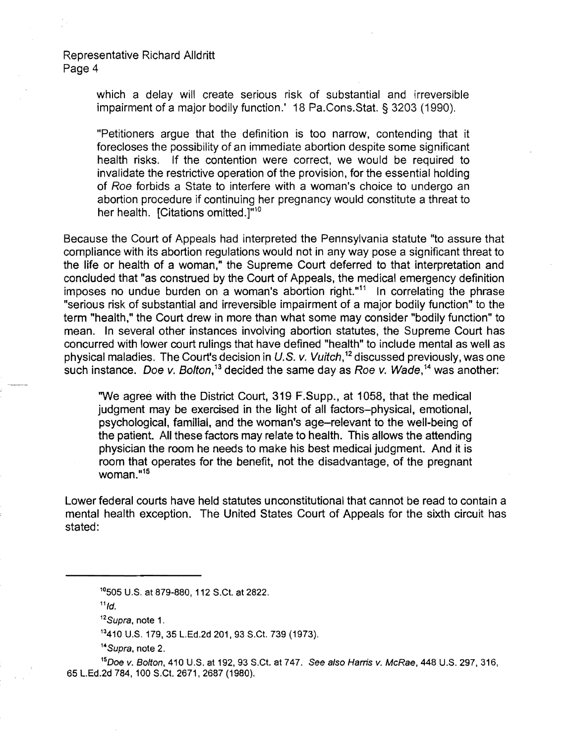which a delay will create serious risk of substantial and irreversible impairment of a major bodily function.' 18 Pa.Cons.Stat. § 3203 (1990).

> "Petitioners argue that the definition is too narrow, contending that it forecloses the possibility of an immediate abortion despite some significant health risks. If the contention were correct, we would be required to invalidate the restrictive operation of the provision, for the essential holding of *Roe* forbids a State to interfere with a woman's choice to undergo an abortion procedure if continuing her pregnancy would constitute a threat to her health. [Citations omitted.]"[10]

Because the Court of Appeals had interpreted the Pennsylvania statute "to assure that compliance with its abortion regulations would not in any way pose a significant threat to the life or health of a woman," the Supreme Court deferred to that interpretation and concluded that "as construed by the Court of Appeals, the medical emergency definition imposes no undue burden on a woman's abortion right."[11] In correlating the phrase "serious risk of substantial and irreversible impairment of a major bodily function" to the term "health," the Court drew in more than what some may consider "bodily function" to mean. In several other instances involving abortion statutes, the Supreme Court has concurred with lower court rulings that have defined "health" to include mental as well as physical maladies. The Court's decision in *U.S. v. Vuitch*,[12] discussed previously, was one such instance. *Doe v. Bolton*,[13] decided the same day as *Roe v. Wade*,[14] was another:

> "We agree with the District Court, 319 F.Supp., at 1058, that the medical judgment may be exercised in the light of all factors–physical, emotional, psychological, familial, and the woman's age–relevant to the well-being of the patient. All these factors may relate to health. This allows the attending physician the room he needs to make his best medical judgment. And it is room that operates for the benefit, not the disadvantage, of the pregnant woman."[15]

Lower federal courts have held statutes unconstitutional that cannot be read to contain a mental health exception. The United States Court of Appeals for the sixth circuit has stated:

---

[10] 505 U.S. at 879-880, 112 S.Ct. at 2822.

[11] *Id.*

[12] *Supra*, note 1.

[13] 410 U.S. 179, 35 L.Ed.2d 201, 93 S.Ct. 739 (1973).

[14] *Supra*, note 2.

[15] *Doe v. Bolton*, 410 U.S. at 192, 93 S.Ct. at 747. *See also Harris v. McRae*, 448 U.S. 297, 316, 65 L.Ed.2d 784, 100 S.Ct. 2671, 2687 (1980).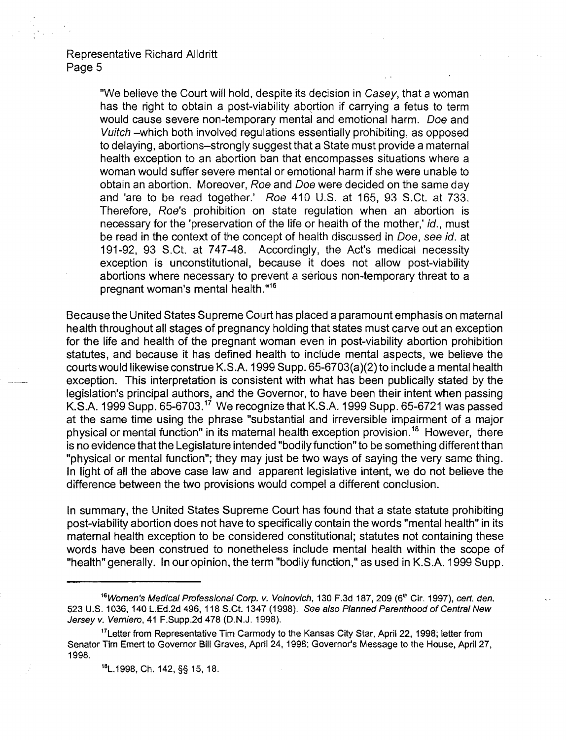> "We believe the Court will hold, despite its decision in *Casey*, that a woman has the right to obtain a post-viability abortion if carrying a fetus to term would cause severe non-temporary mental and emotional harm. *Doe* and *Vuitch* –which both involved regulations essentially prohibiting, as opposed to delaying, abortions–strongly suggest that a State must provide a maternal health exception to an abortion ban that encompasses situations where a woman would suffer severe mental or emotional harm if she were unable to obtain an abortion. Moreover, *Roe* and *Doe* were decided on the same day and 'are to be read together.' *Roe* 410 U.S. at 165, 93 S.Ct. at 733. Therefore, *Roe*'s prohibition on state regulation when an abortion is necessary for the 'preservation of the life or health of the mother,' *id.*, must be read in the context of the concept of health discussed in *Doe*, *see id.* at 191-92, 93 S.Ct. at 747-48. Accordingly, the Act's medical necessity exception is unconstitutional, because it does not allow post-viability abortions where necessary to prevent a serious non-temporary threat to a pregnant woman's mental health."[16]

Because the United States Supreme Court has placed a paramount emphasis on maternal health throughout all stages of pregnancy holding that states must carve out an exception for the life and health of the pregnant woman even in post-viability abortion prohibition statutes, and because it has defined health to include mental aspects, we believe the courts would likewise construe K.S.A. 1999 Supp. 65-6703(a)(2) to include a mental health exception. This interpretation is consistent with what has been publically stated by the legislation's principal authors, and the Governor, to have been their intent when passing K.S.A. 1999 Supp. 65-6703.[17] We recognize that K.S.A. 1999 Supp. 65-6721 was passed at the same time using the phrase "substantial and irreversible impairment of a major physical or mental function" in its maternal health exception provision.[18] However, there is no evidence that the Legislature intended "bodily function" to be something different than "physical or mental function"; they may just be two ways of saying the very same thing. In light of all the above case law and apparent legislative intent, we do not believe the difference between the two provisions would compel a different conclusion.

In summary, the United States Supreme Court has found that a state statute prohibiting post-viability abortion does not have to specifically contain the words "mental health" in its maternal health exception to be considered constitutional; statutes not containing these words have been construed to nonetheless include mental health within the scope of "health" generally. In our opinion, the term "bodily function," as used in K.S.A. 1999 Supp.

---

[16] *Women's Medical Professional Corp. v. Voinovich*, 130 F.3d 187, 209 (6th Cir. 1997), *cert. den.* 523 U.S. 1036, 140 L.Ed.2d 496, 118 S.Ct. 1347 (1998). *See also Planned Parenthood of Central New Jersey v. Verniero*, 41 F.Supp.2d 478 (D.N.J. 1998).

[17] Letter from Representative Tim Carmody to the Kansas City Star, April 22, 1998; letter from Senator Tim Emert to Governor Bill Graves, April 24, 1998; Governor's Message to the House, April 27, 1998.

[18] L.1998, Ch. 142, §§ 15, 18.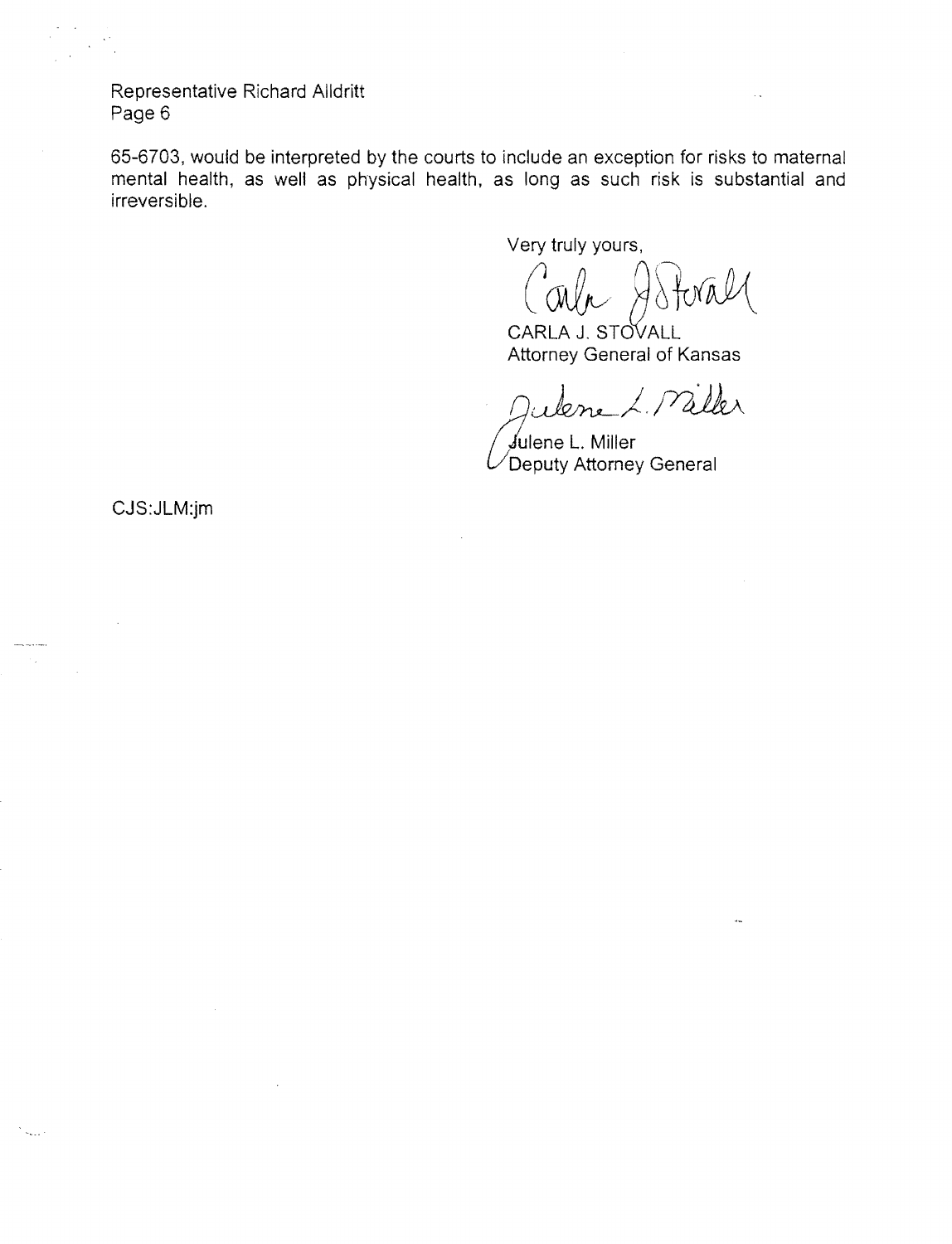65-6703, would be interpreted by the courts to include an exception for risks to maternal mental health, as well as physical health, as long as such risk is substantial and irreversible.

Very truly yours,

CARLA J. STOVALL
Attorney General of Kansas

Julene L. Miller
Deputy Attorney General

CJS:JLM:jm